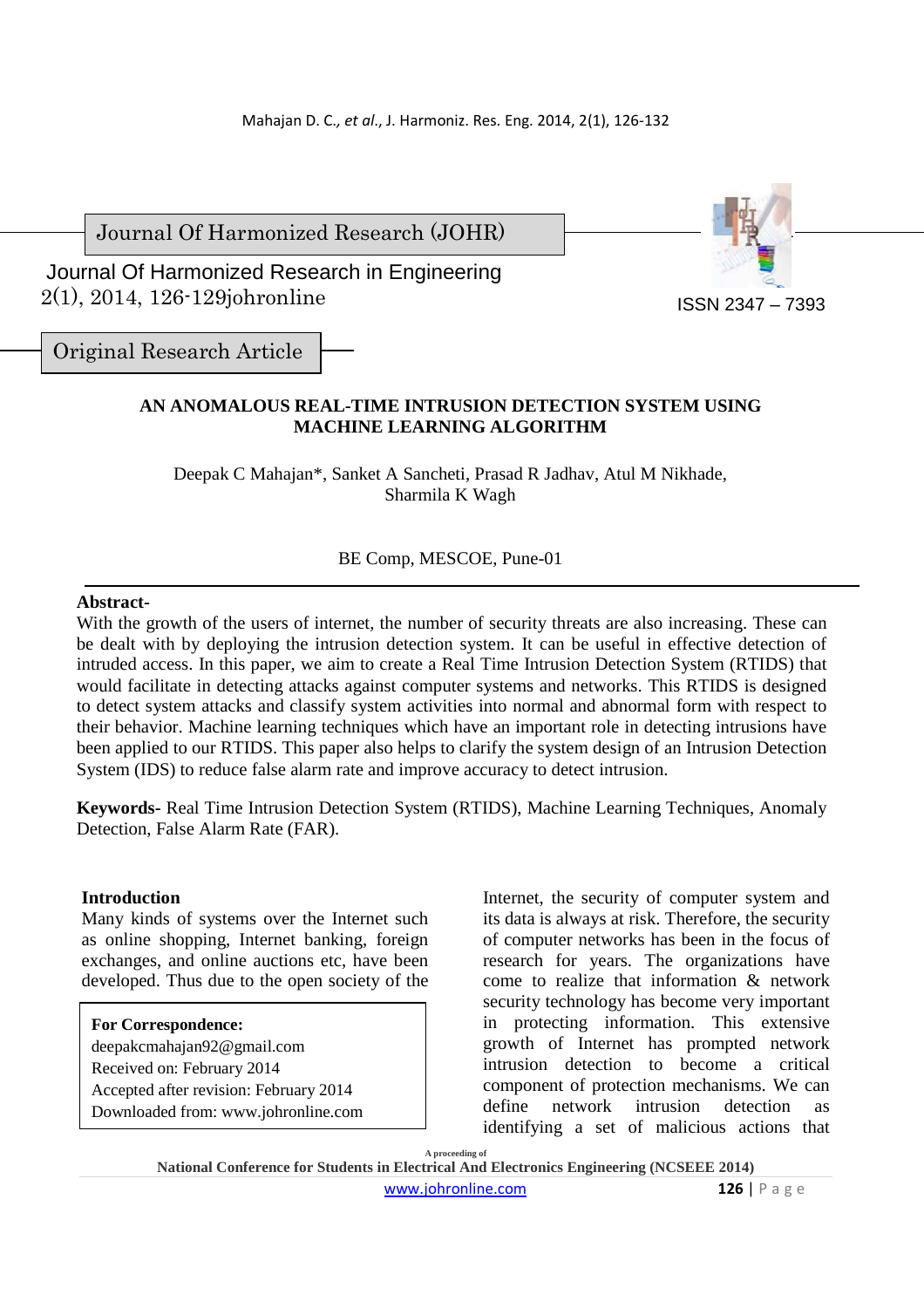Journal Of Harmonized Research (JOHR)

Journal Of Harmonized Research in Engineering
2(1), 2014, 126-129johronline

ISSN 2347 – 7393

Original Research Article

# AN ANOMALOUS REAL-TIME INTRUSION DETECTION SYSTEM USING MACHINE LEARNING ALGORITHM

Deepak C Mahajan*, Sanket A Sancheti, Prasad R Jadhav, Atul M Nikhade, Sharmila K Wagh

BE Comp, MESCOE, Pune-01

**Abstract-**
With the growth of the users of internet, the number of security threats are also increasing. These can be dealt with by deploying the intrusion detection system. It can be useful in effective detection of intruded access. In this paper, we aim to create a Real Time Intrusion Detection System (RTIDS) that would facilitate in detecting attacks against computer systems and networks. This RTIDS is designed to detect system attacks and classify system activities into normal and abnormal form with respect to their behavior. Machine learning techniques which have an important role in detecting intrusions have been applied to our RTIDS. This paper also helps to clarify the system design of an Intrusion Detection System (IDS) to reduce false alarm rate and improve accuracy to detect intrusion.

**Keywords-** Real Time Intrusion Detection System (RTIDS), Machine Learning Techniques, Anomaly Detection, False Alarm Rate (FAR).

## Introduction

Many kinds of systems over the Internet such as online shopping, Internet banking, foreign exchanges, and online auctions etc, have been developed. Thus due to the open society of the Internet, the security of computer system and its data is always at risk. Therefore, the security of computer networks has been in the focus of research for years. The organizations have come to realize that information & network security technology has become very important in protecting information. This extensive growth of Internet has prompted network intrusion detection to become a critical component of protection mechanisms. We can define network intrusion detection as identifying a set of malicious actions that

**For Correspondence:**
deepakcmahajan92@gmail.com
Received on: February 2014
Accepted after revision: February 2014
Downloaded from: www.johronline.com

A proceeding of
National Conference for Students in Electrical And Electronics Engineering (NCSEEE 2014)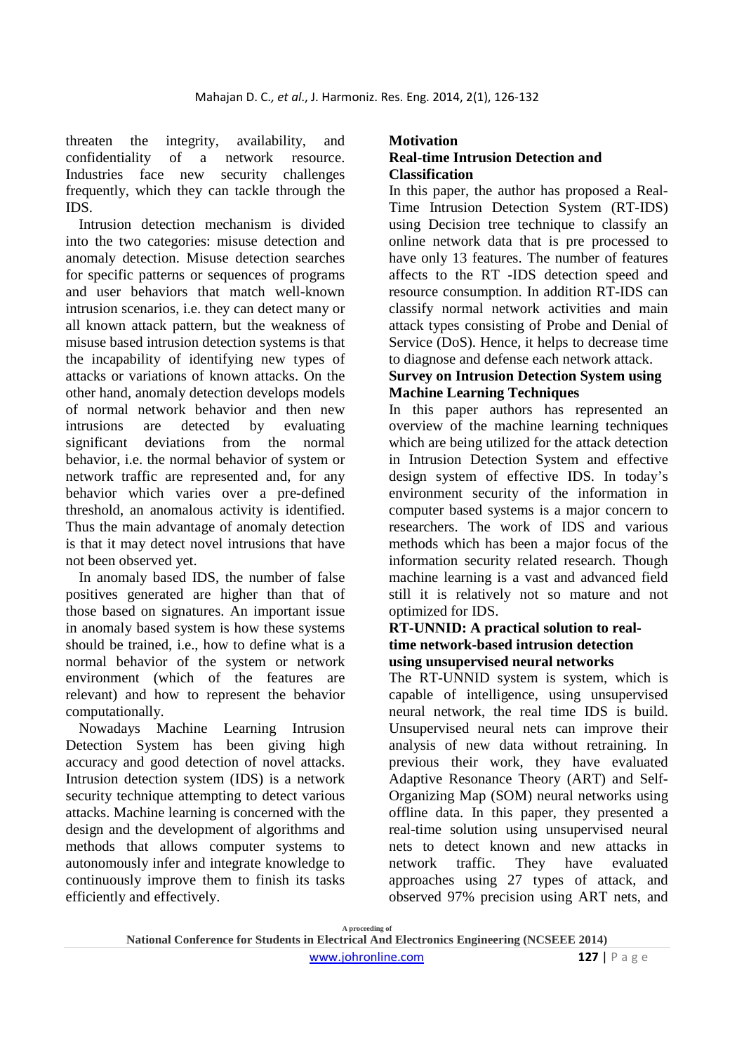threaten the integrity, availability, and confidentiality of a network resource. Industries face new security challenges frequently, which they can tackle through the IDS.

Intrusion detection mechanism is divided into the two categories: misuse detection and anomaly detection. Misuse detection searches for specific patterns or sequences of programs and user behaviors that match well-known intrusion scenarios, i.e. they can detect many or all known attack pattern, but the weakness of misuse based intrusion detection systems is that the incapability of identifying new types of attacks or variations of known attacks. On the other hand, anomaly detection develops models of normal network behavior and then new intrusions are detected by evaluating significant deviations from the normal behavior, i.e. the normal behavior of system or network traffic are represented and, for any behavior which varies over a pre-defined threshold, an anomalous activity is identified. Thus the main advantage of anomaly detection is that it may detect novel intrusions that have not been observed yet.

In anomaly based IDS, the number of false positives generated are higher than that of those based on signatures. An important issue in anomaly based system is how these systems should be trained, i.e., how to define what is a normal behavior of the system or network environment (which of the features are relevant) and how to represent the behavior computationally.

Nowadays Machine Learning Intrusion Detection System has been giving high accuracy and good detection of novel attacks. Intrusion detection system (IDS) is a network security technique attempting to detect various attacks. Machine learning is concerned with the design and the development of algorithms and methods that allows computer systems to autonomously infer and integrate knowledge to continuously improve them to finish its tasks efficiently and effectively.

## Motivation

### Real-time Intrusion Detection and Classification

In this paper, the author has proposed a Real-Time Intrusion Detection System (RT-IDS) using Decision tree technique to classify an online network data that is pre processed to have only 13 features. The number of features affects to the RT -IDS detection speed and resource consumption. In addition RT-IDS can classify normal network activities and main attack types consisting of Probe and Denial of Service (DoS). Hence, it helps to decrease time to diagnose and defense each network attack.

### Survey on Intrusion Detection System using Machine Learning Techniques

In this paper authors has represented an overview of the machine learning techniques which are being utilized for the attack detection in Intrusion Detection System and effective design system of effective IDS. In today's environment security of the information in computer based systems is a major concern to researchers. The work of IDS and various methods which has been a major focus of the information security related research. Though machine learning is a vast and advanced field still it is relatively not so mature and not optimized for IDS.

### RT-UNNID: A practical solution to real-time network-based intrusion detection using unsupervised neural networks

The RT-UNNID system is system, which is capable of intelligence, using unsupervised neural network, the real time IDS is build. Unsupervised neural nets can improve their analysis of new data without retraining. In previous their work, they have evaluated Adaptive Resonance Theory (ART) and Self-Organizing Map (SOM) neural networks using offline data. In this paper, they presented a real-time solution using unsupervised neural nets to detect known and new attacks in network traffic. They have evaluated approaches using 27 types of attack, and observed 97% precision using ART nets, and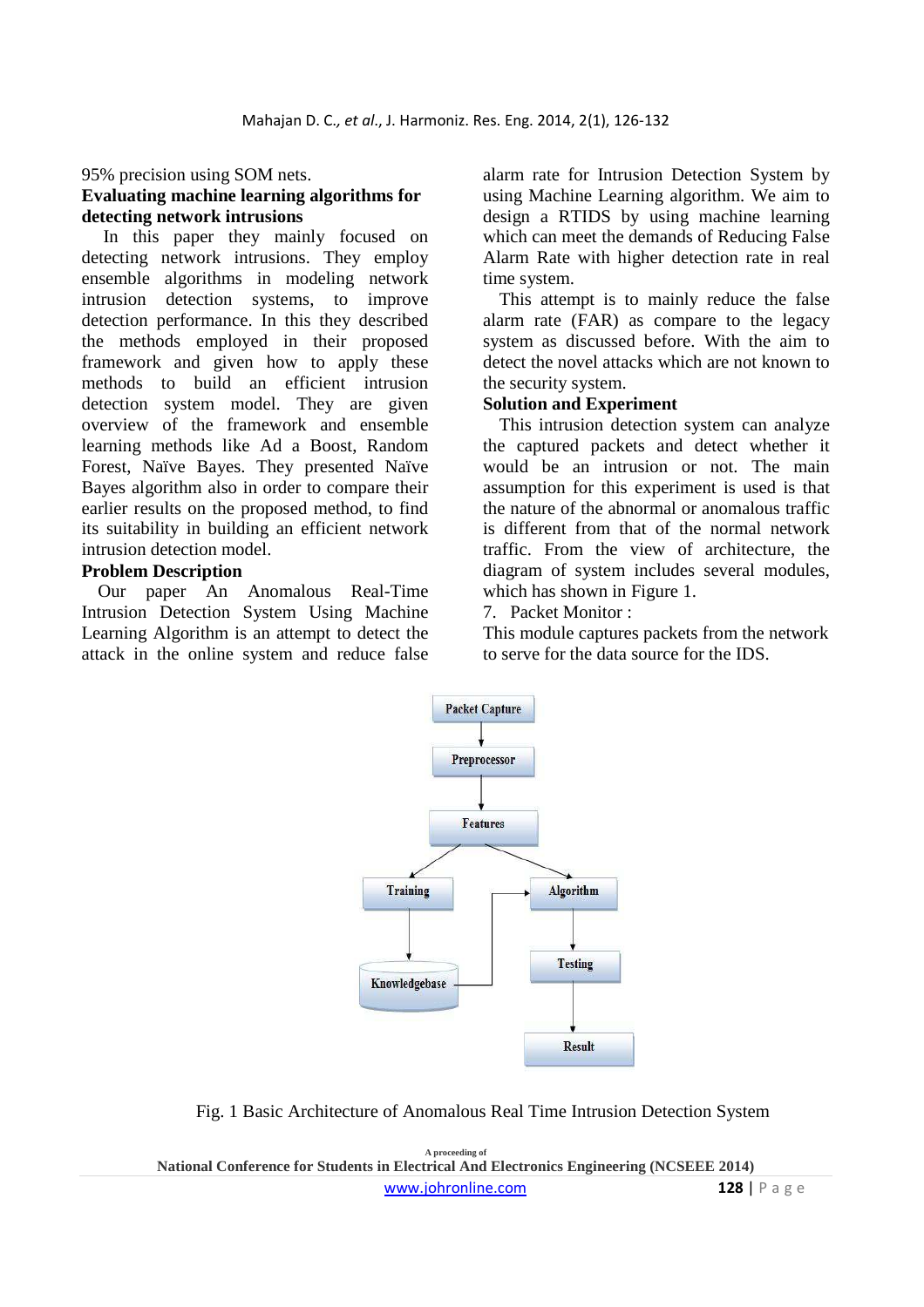95% precision using SOM nets.

**Evaluating machine learning algorithms for detecting network intrusions**

In this paper they mainly focused on detecting network intrusions. They employ ensemble algorithms in modeling network intrusion detection systems, to improve detection performance. In this they described the methods employed in their proposed framework and given how to apply these methods to build an efficient intrusion detection system model. They are given overview of the framework and ensemble learning methods like Ad a Boost, Random Forest, Naïve Bayes. They presented Naïve Bayes algorithm also in order to compare their earlier results on the proposed method, to find its suitability in building an efficient network intrusion detection model.

**Problem Description**

Our paper An Anomalous Real-Time Intrusion Detection System Using Machine Learning Algorithm is an attempt to detect the attack in the online system and reduce false alarm rate for Intrusion Detection System by using Machine Learning algorithm. We aim to design a RTIDS by using machine learning which can meet the demands of Reducing False Alarm Rate with higher detection rate in real time system.

This attempt is to mainly reduce the false alarm rate (FAR) as compare to the legacy system as discussed before. With the aim to detect the novel attacks which are not known to the security system.

**Solution and Experiment**

This intrusion detection system can analyze the captured packets and detect whether it would be an intrusion or not. The main assumption for this experiment is used is that the nature of the abnormal or anomalous traffic is different from that of the normal network traffic. From the view of architecture, the diagram of system includes several modules, which has shown in Figure 1.

7. Packet Monitor :

This module captures packets from the network to serve for the data source for the IDS.

Fig. 1 Basic Architecture of Anomalous Real Time Intrusion Detection System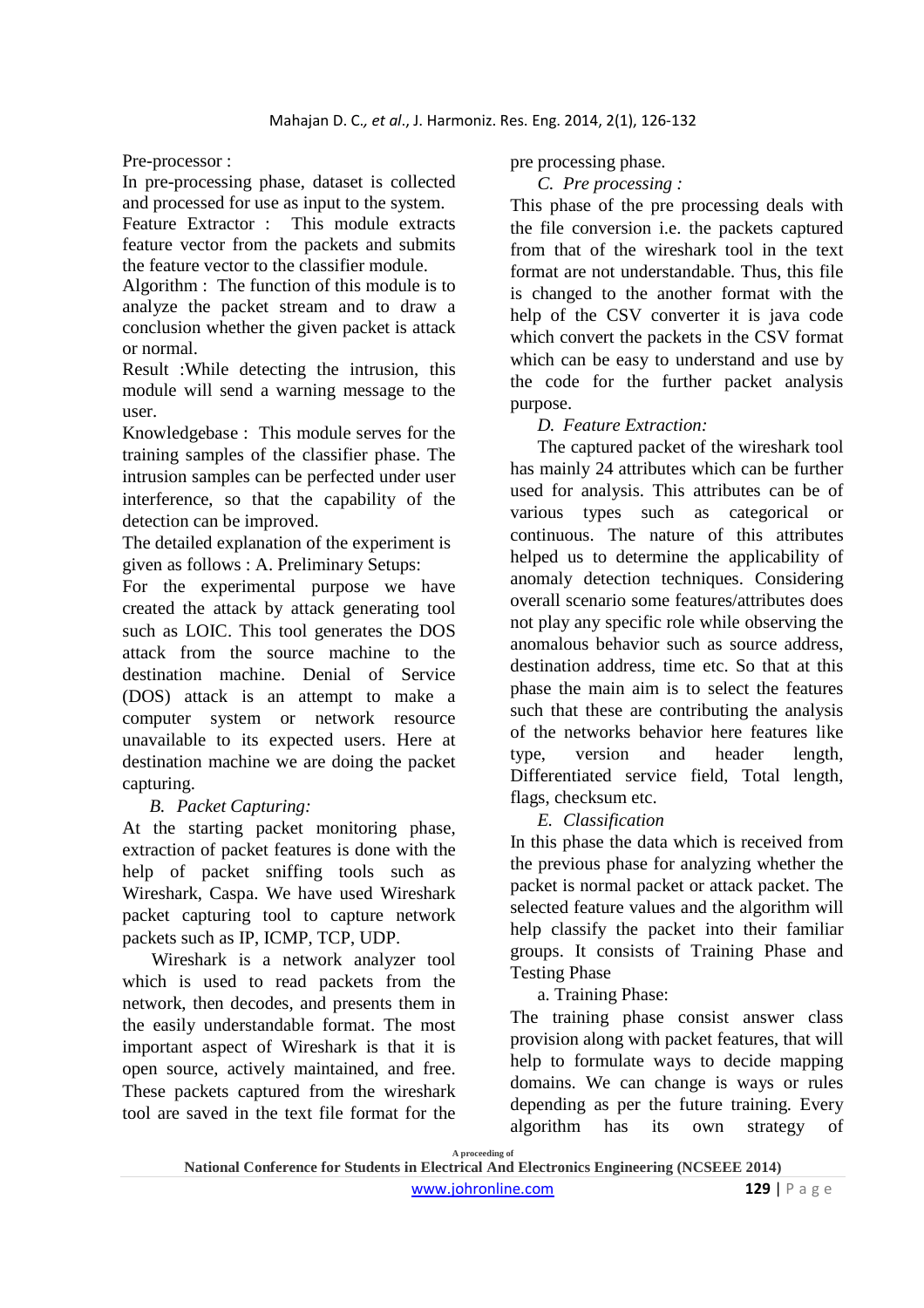Pre-processor :
In pre-processing phase, dataset is collected and processed for use as input to the system.
Feature Extractor : This module extracts feature vector from the packets and submits the feature vector to the classifier module.
Algorithm : The function of this module is to analyze the packet stream and to draw a conclusion whether the given packet is attack or normal.
Result :While detecting the intrusion, this module will send a warning message to the user.
Knowledgebase : This module serves for the training samples of the classifier phase. The intrusion samples can be perfected under user interference, so that the capability of the detection can be improved.
The detailed explanation of the experiment is given as follows : A. Preliminary Setups:
For the experimental purpose we have created the attack by attack generating tool such as LOIC. This tool generates the DOS attack from the source machine to the destination machine. Denial of Service (DOS) attack is an attempt to make a computer system or network resource unavailable to its expected users. Here at destination machine we are doing the packet capturing.

*B. Packet Capturing:*

At the starting packet monitoring phase, extraction of packet features is done with the help of packet sniffing tools such as Wireshark, Caspa. We have used Wireshark packet capturing tool to capture network packets such as IP, ICMP, TCP, UDP.

Wireshark is a network analyzer tool which is used to read packets from the network, then decodes, and presents them in the easily understandable format. The most important aspect of Wireshark is that it is open source, actively maintained, and free. These packets captured from the wireshark tool are saved in the text file format for the pre processing phase.

*C. Pre processing :*

This phase of the pre processing deals with the file conversion i.e. the packets captured from that of the wireshark tool in the text format are not understandable. Thus, this file is changed to the another format with the help of the CSV converter it is java code which convert the packets in the CSV format which can be easy to understand and use by the code for the further packet analysis purpose.

*D. Feature Extraction:*

The captured packet of the wireshark tool has mainly 24 attributes which can be further used for analysis. This attributes can be of various types such as categorical or continuous. The nature of this attributes helped us to determine the applicability of anomaly detection techniques. Considering overall scenario some features/attributes does not play any specific role while observing the anomalous behavior such as source address, destination address, time etc. So that at this phase the main aim is to select the features such that these are contributing the analysis of the networks behavior here features like type, version and header length, Differentiated service field, Total length, flags, checksum etc.

*E. Classification*

In this phase the data which is received from the previous phase for analyzing whether the packet is normal packet or attack packet. The selected feature values and the algorithm will help classify the packet into their familiar groups. It consists of Training Phase and Testing Phase

a. Training Phase:

The training phase consist answer class provision along with packet features, that will help to formulate ways to decide mapping domains. We can change is ways or rules depending as per the future training. Every algorithm has its own strategy of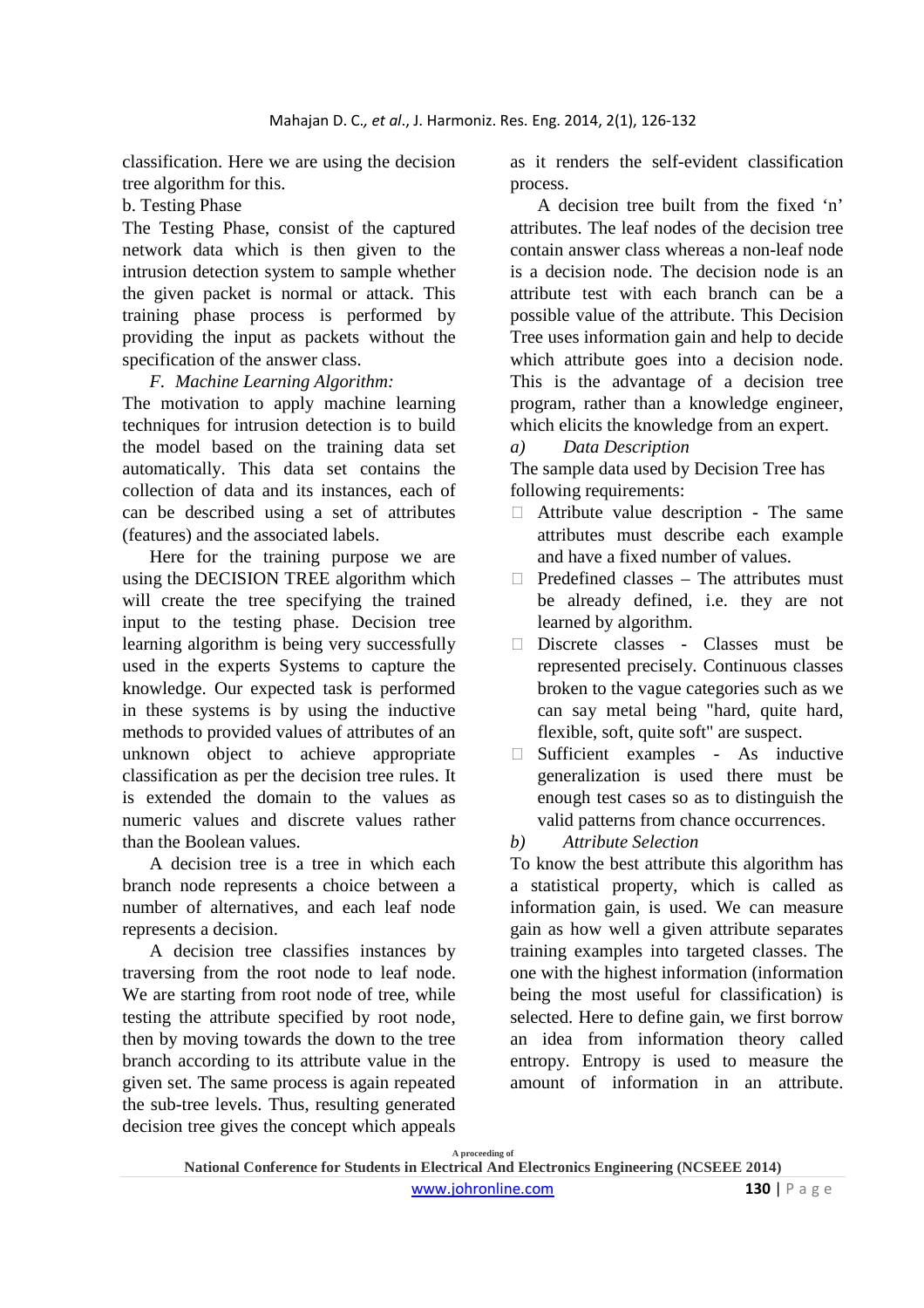classification. Here we are using the decision tree algorithm for this.

b. Testing Phase

The Testing Phase, consist of the captured network data which is then given to the intrusion detection system to sample whether the given packet is normal or attack. This training phase process is performed by providing the input as packets without the specification of the answer class.

### *F. Machine Learning Algorithm:*

The motivation to apply machine learning techniques for intrusion detection is to build the model based on the training data set automatically. This data set contains the collection of data and its instances, each of can be described using a set of attributes (features) and the associated labels.

Here for the training purpose we are using the DECISION TREE algorithm which will create the tree specifying the trained input to the testing phase. Decision tree learning algorithm is being very successfully used in the experts Systems to capture the knowledge. Our expected task is performed in these systems is by using the inductive methods to provided values of attributes of an unknown object to achieve appropriate classification as per the decision tree rules. It is extended the domain to the values as numeric values and discrete values rather than the Boolean values.

A decision tree is a tree in which each branch node represents a choice between a number of alternatives, and each leaf node represents a decision.

A decision tree classifies instances by traversing from the root node to leaf node. We are starting from root node of tree, while testing the attribute specified by root node, then by moving towards the down to the tree branch according to its attribute value in the given set. The same process is again repeated the sub-tree levels. Thus, resulting generated decision tree gives the concept which appeals as it renders the self-evident classification process.

A decision tree built from the fixed 'n' attributes. The leaf nodes of the decision tree contain answer class whereas a non-leaf node is a decision node. The decision node is an attribute test with each branch can be a possible value of the attribute. This Decision Tree uses information gain and help to decide which attribute goes into a decision node. This is the advantage of a decision tree program, rather than a knowledge engineer, which elicits the knowledge from an expert.

#### *a) Data Description*

The sample data used by Decision Tree has following requirements:

- Attribute value description - The same attributes must describe each example and have a fixed number of values.
- Predefined classes – The attributes must be already defined, i.e. they are not learned by algorithm.
- Discrete classes - Classes must be represented precisely. Continuous classes broken to the vague categories such as we can say metal being "hard, quite hard, flexible, soft, quite soft" are suspect.
- Sufficient examples - As inductive generalization is used there must be enough test cases so as to distinguish the valid patterns from chance occurrences.

#### *b) Attribute Selection*

To know the best attribute this algorithm has a statistical property, which is called as information gain, is used. We can measure gain as how well a given attribute separates training examples into targeted classes. The one with the highest information (information being the most useful for classification) is selected. Here to define gain, we first borrow an idea from information theory called entropy. Entropy is used to measure the amount of information in an attribute.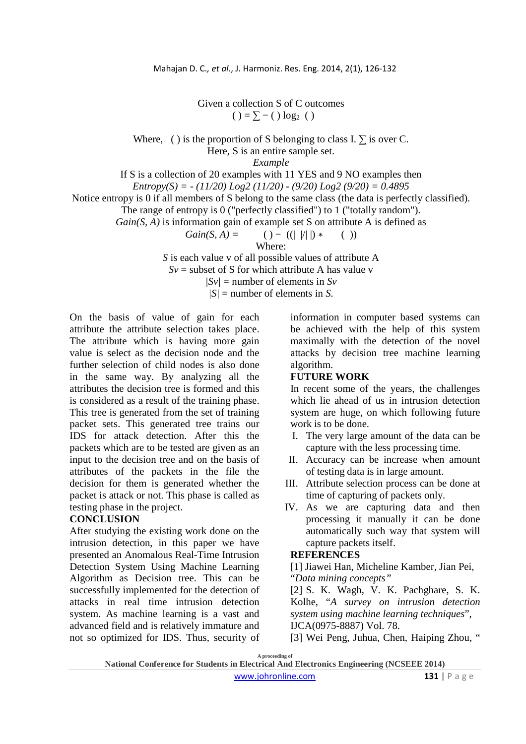Given a collection S of C outcomes

$$( ) = \sum - ( ) \log_2 ( )$$

Where, ( ) is the proportion of S belonging to class I. ∑ is over C.

Here, S is an entire sample set.

*Example*

If S is a collection of 20 examples with 11 YES and 9 NO examples then

*Entropy(S) = - (11/20) Log2 (11/20) - (9/20) Log2 (9/20) = 0.4895*

Notice entropy is 0 if all members of S belong to the same class (the data is perfectly classified).

The range of entropy is 0 ("perfectly classified") to 1 ("totally random").

*Gain(S, A)* is information gain of example set S on attribute A is defined as

$$Gain(S, A) = \quad ( ) - ((| \; |/| \; |) * \quad ( ))$$

Where:

*S* is each value v of all possible values of attribute A

*Sv* = subset of S for which attribute A has value v

*|Sv|* = number of elements in *Sv*

*|S|* = number of elements in *S.*

On the basis of value of gain for each attribute the attribute selection takes place. The attribute which is having more gain value is select as the decision node and the further selection of child nodes is also done in the same way. By analyzing all the attributes the decision tree is formed and this is considered as a result of the training phase. This tree is generated from the set of training packet sets. This generated tree trains our IDS for attack detection. After this the packets which are to be tested are given as an input to the decision tree and on the basis of attributes of the packets in the file the decision for them is generated whether the packet is attack or not. This phase is called as testing phase in the project.

## CONCLUSION

After studying the existing work done on the intrusion detection, in this paper we have presented an Anomalous Real-Time Intrusion Detection System Using Machine Learning Algorithm as Decision tree. This can be successfully implemented for the detection of attacks in real time intrusion detection system. As machine learning is a vast and advanced field and is relatively immature and not so optimized for IDS. Thus, security of information in computer based systems can be achieved with the help of this system maximally with the detection of the novel attacks by decision tree machine learning algorithm.

## FUTURE WORK

In recent some of the years, the challenges which lie ahead of us in intrusion detection system are huge, on which following future work is to be done.

I. The very large amount of the data can be capture with the less processing time.
II. Accuracy can be increase when amount of testing data is in large amount.
III. Attribute selection process can be done at time of capturing of packets only.
IV. As we are capturing data and then processing it manually it can be done automatically such way that system will capture packets itself.

## REFERENCES

[1] Jiawei Han, Micheline Kamber, Jian Pei, "*Data mining concepts"*

[2] S. K. Wagh, V. K. Pachghare, S. K. Kolhe, "*A survey on intrusion detection system using machine learning techniques*", IJCA(0975-8887) Vol. 78.

[3] Wei Peng, Juhua, Chen, Haiping Zhou, "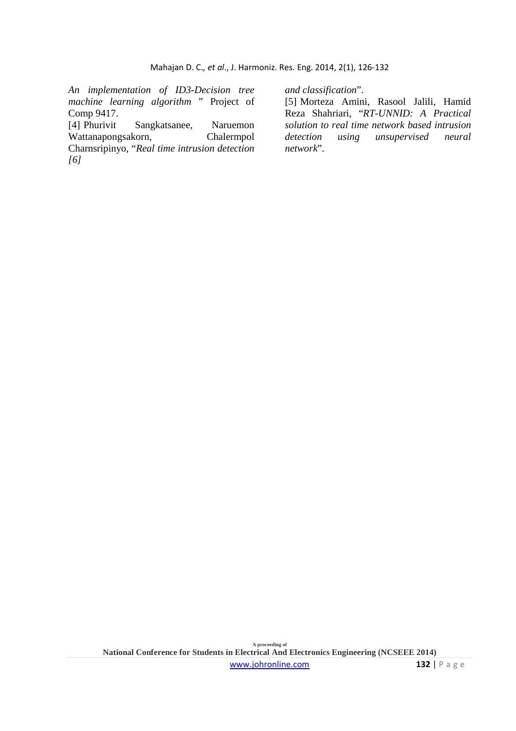*An implementation of ID3-Decision tree machine learning algorithm* " Project of Comp 9417.

[4] Phurivit Sangkatsanee, Naruemon Wattanapongsakorn, Chalermpol Charnsripinyo, "*Real time intrusion detection and classification*".

[5] Morteza Amini, Rasool Jalili, Hamid Reza Shahriari, "*RT-UNNID: A Practical solution to real time network based intrusion detection using unsupervised neural network*".

*[6]*